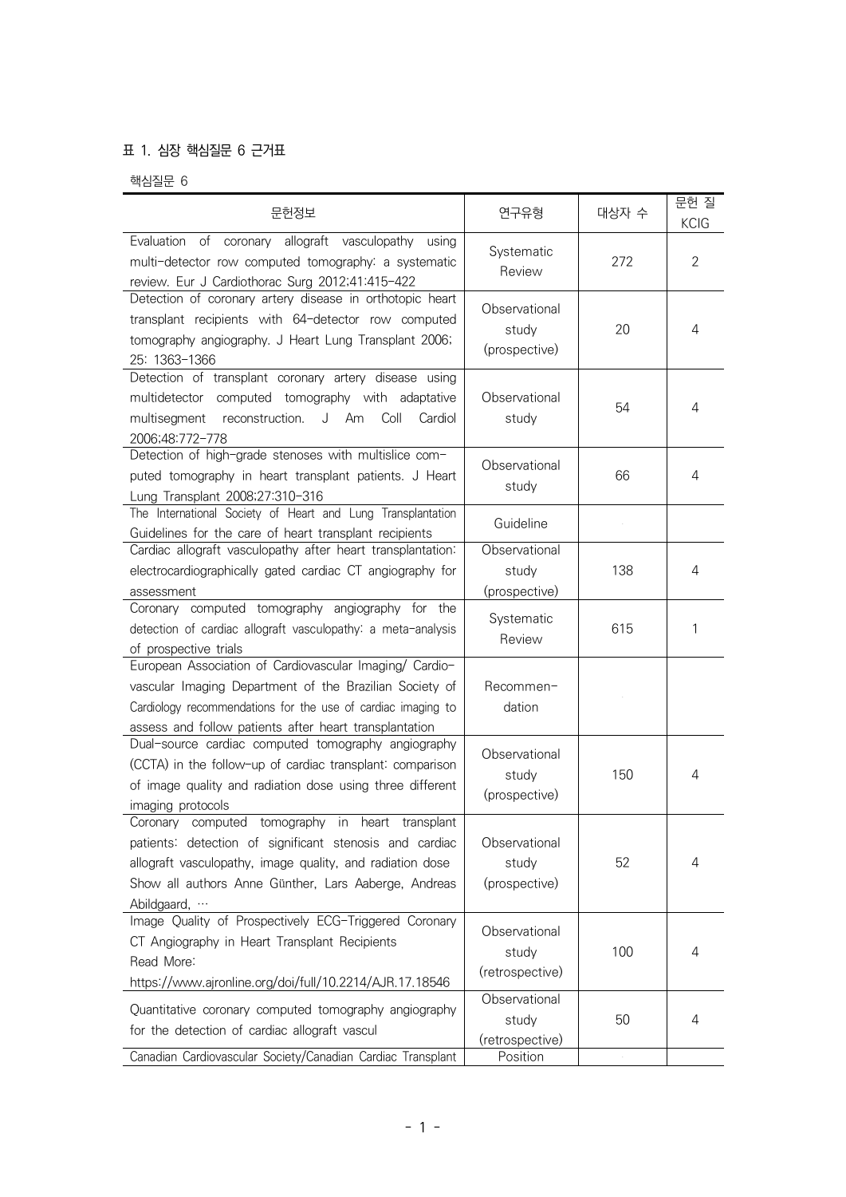## 표 1. 심장 핵심질문 6 근거표

핵심질문 6

| 문헌정보 | 연구유형 | 대상자 수 | 문헌 질 KCIG |
|---|---|---|---|
| Evaluation of coronary allograft vasculopathy using multi-detector row computed tomography: a systematic review. Eur J Cardiothorac Surg 2012;41:415-422 | Systematic Review | 272 | 2 |
| Detection of coronary artery disease in orthotopic heart transplant recipients with 64-detector row computed tomography angiography. J Heart Lung Transplant 2006; 25: 1363-1366 | Observational study (prospective) | 20 | 4 |
| Detection of transplant coronary artery disease using multidetector computed tomography with adaptative multisegment reconstruction. J Am Coll Cardiol 2006;48:772-778 | Observational study | 54 | 4 |
| Detection of high-grade stenoses with multislice computed tomography in heart transplant patients. J Heart Lung Transplant 2008;27:310-316 | Observational study | 66 | 4 |
| The International Society of Heart and Lung Transplantation Guidelines for the care of heart transplant recipients | Guideline | | |
| Cardiac allograft vasculopathy after heart transplantation: electrocardiographically gated cardiac CT angiography for assessment | Observational study (prospective) | 138 | 4 |
| Coronary computed tomography angiography for the detection of cardiac allograft vasculopathy: a meta-analysis of prospective trials | Systematic Review | 615 | 1 |
| European Association of Cardiovascular Imaging/ Cardiovascular Imaging Department of the Brazilian Society of Cardiology recommendations for the use of cardiac imaging to assess and follow patients after heart transplantation | Recommendation | | |
| Dual-source cardiac computed tomography angiography (CCTA) in the follow-up of cardiac transplant: comparison of image quality and radiation dose using three different imaging protocols | Observational study (prospective) | 150 | 4 |
| Coronary computed tomography in heart transplant patients: detection of significant stenosis and cardiac allograft vasculopathy, image quality, and radiation dose Show all authors Anne Günther, Lars Aaberge, Andreas Abildgaard, … | Observational study (prospective) | 52 | 4 |
| Image Quality of Prospectively ECG-Triggered Coronary CT Angiography in Heart Transplant Recipients Read More: https://www.ajronline.org/doi/full/10.2214/AJR.17.18546 | Observational study (retrospective) | 100 | 4 |
| Quantitative coronary computed tomography angiography for the detection of cardiac allograft vascul | Observational study (retrospective) | 50 | 4 |
| Canadian Cardiovascular Society/Canadian Cardiac Transplant | Position | | |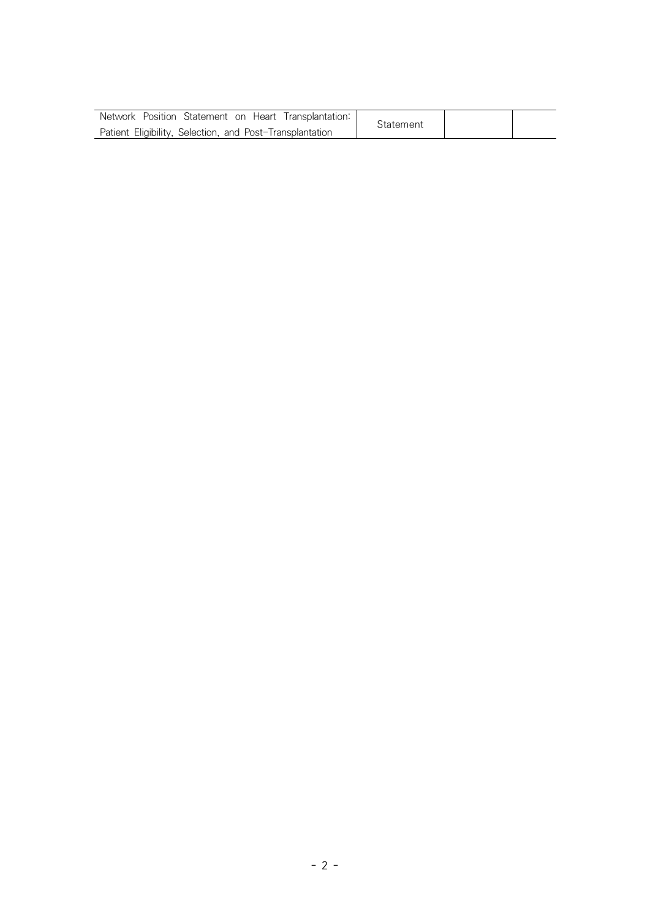| | | | |
|---|---|---|---|
| Network Position Statement on Heart Transplantation: Patient Eligibility, Selection, and Post-Transplantation | Statement | | |